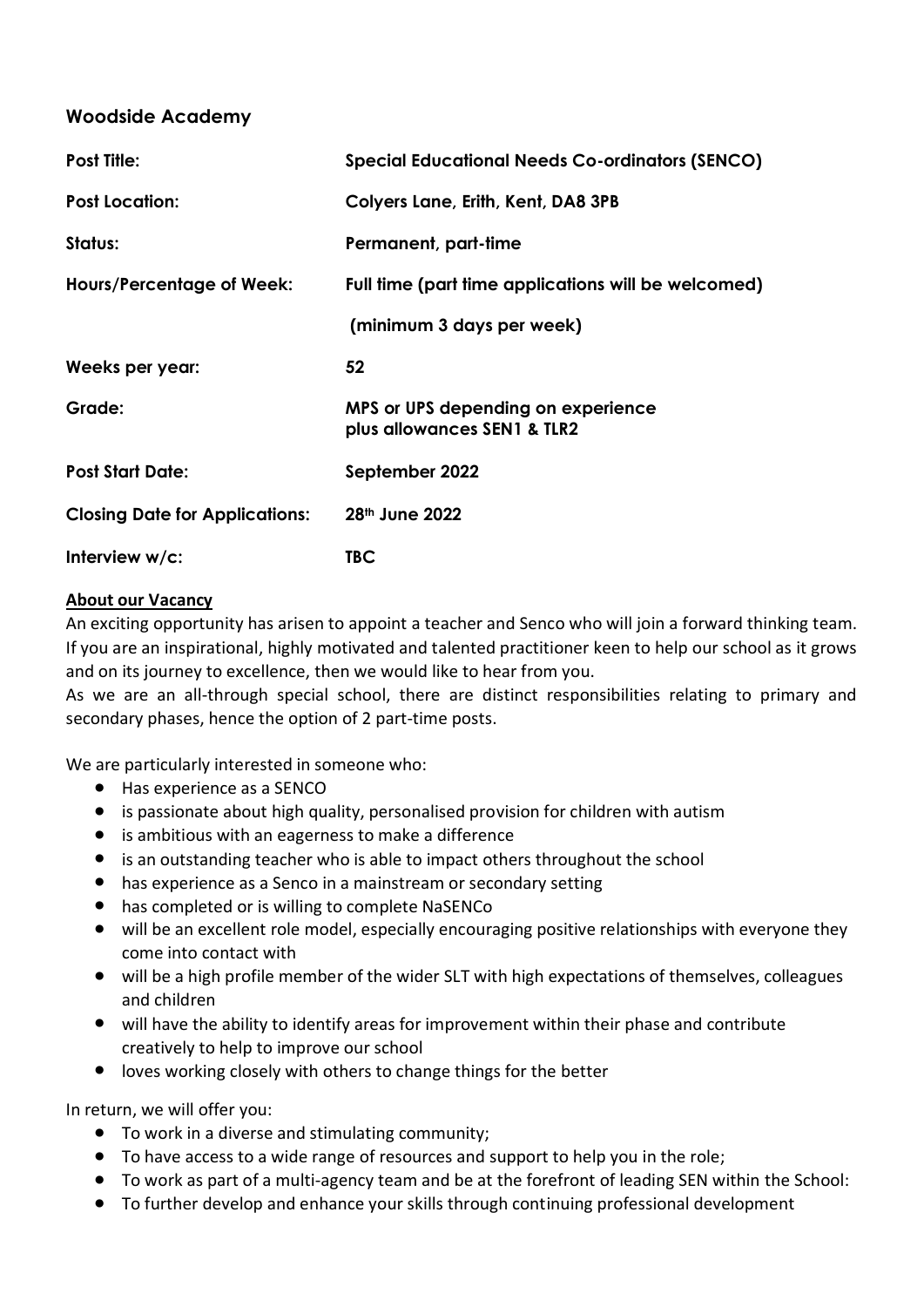## Woodside Academy

| | |
|---|---|
| **Post Title:** | **Special Educational Needs Co-ordinators (SENCO)** |
| **Post Location:** | **Colyers Lane, Erith, Kent, DA8 3PB** |
| **Status:** | **Permanent, part-time** |
| **Hours/Percentage of Week:** | **Full time (part time applications will be welcomed)** <br> **(minimum 3 days per week)** |
| **Weeks per year:** | **52** |
| **Grade:** | **MPS or UPS depending on experience plus allowances SEN1 & TLR2** |
| **Post Start Date:** | **September 2022** |
| **Closing Date for Applications:** | **28th June 2022** |
| **Interview w/c:** | **TBC** |

**About our Vacancy**

An exciting opportunity has arisen to appoint a teacher and Senco who will join a forward thinking team. If you are an inspirational, highly motivated and talented practitioner keen to help our school as it grows and on its journey to excellence, then we would like to hear from you.

As we are an all-through special school, there are distinct responsibilities relating to primary and secondary phases, hence the option of 2 part-time posts.

We are particularly interested in someone who:

- Has experience as a SENCO
- is passionate about high quality, personalised provision for children with autism
- is ambitious with an eagerness to make a difference
- is an outstanding teacher who is able to impact others throughout the school
- has experience as a Senco in a mainstream or secondary setting
- has completed or is willing to complete NaSENCo
- will be an excellent role model, especially encouraging positive relationships with everyone they come into contact with
- will be a high profile member of the wider SLT with high expectations of themselves, colleagues and children
- will have the ability to identify areas for improvement within their phase and contribute creatively to help to improve our school
- loves working closely with others to change things for the better

In return, we will offer you:

- To work in a diverse and stimulating community;
- To have access to a wide range of resources and support to help you in the role;
- To work as part of a multi-agency team and be at the forefront of leading SEN within the School:
- To further develop and enhance your skills through continuing professional development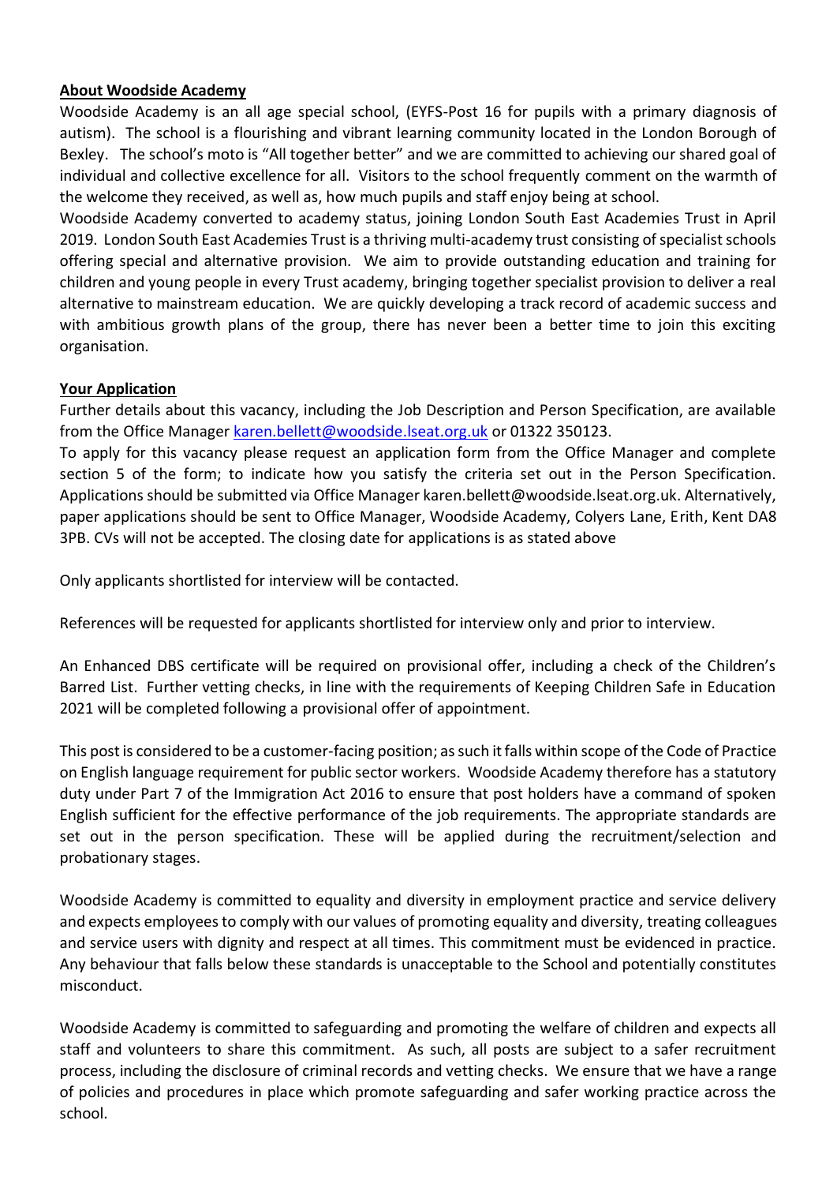**About Woodside Academy**

Woodside Academy is an all age special school, (EYFS-Post 16 for pupils with a primary diagnosis of autism). The school is a flourishing and vibrant learning community located in the London Borough of Bexley. The school's moto is "All together better" and we are committed to achieving our shared goal of individual and collective excellence for all. Visitors to the school frequently comment on the warmth of the welcome they received, as well as, how much pupils and staff enjoy being at school.

Woodside Academy converted to academy status, joining London South East Academies Trust in April 2019. London South East Academies Trust is a thriving multi-academy trust consisting of specialist schools offering special and alternative provision. We aim to provide outstanding education and training for children and young people in every Trust academy, bringing together specialist provision to deliver a real alternative to mainstream education. We are quickly developing a track record of academic success and with ambitious growth plans of the group, there has never been a better time to join this exciting organisation.

**Your Application**

Further details about this vacancy, including the Job Description and Person Specification, are available from the Office Manager [karen.bellett@woodside.lseat.org.uk](mailto:karen.bellett@woodside.lseat.org.uk) or 01322 350123.

To apply for this vacancy please request an application form from the Office Manager and complete section 5 of the form; to indicate how you satisfy the criteria set out in the Person Specification. Applications should be submitted via Office Manager karen.bellett@woodside.lseat.org.uk. Alternatively, paper applications should be sent to Office Manager, Woodside Academy, Colyers Lane, Erith, Kent DA8 3PB. CVs will not be accepted. The closing date for applications is as stated above

Only applicants shortlisted for interview will be contacted.

References will be requested for applicants shortlisted for interview only and prior to interview.

An Enhanced DBS certificate will be required on provisional offer, including a check of the Children's Barred List. Further vetting checks, in line with the requirements of Keeping Children Safe in Education 2021 will be completed following a provisional offer of appointment.

This post is considered to be a customer-facing position; as such it falls within scope of the Code of Practice on English language requirement for public sector workers. Woodside Academy therefore has a statutory duty under Part 7 of the Immigration Act 2016 to ensure that post holders have a command of spoken English sufficient for the effective performance of the job requirements. The appropriate standards are set out in the person specification. These will be applied during the recruitment/selection and probationary stages.

Woodside Academy is committed to equality and diversity in employment practice and service delivery and expects employees to comply with our values of promoting equality and diversity, treating colleagues and service users with dignity and respect at all times. This commitment must be evidenced in practice. Any behaviour that falls below these standards is unacceptable to the School and potentially constitutes misconduct.

Woodside Academy is committed to safeguarding and promoting the welfare of children and expects all staff and volunteers to share this commitment. As such, all posts are subject to a safer recruitment process, including the disclosure of criminal records and vetting checks. We ensure that we have a range of policies and procedures in place which promote safeguarding and safer working practice across the school.